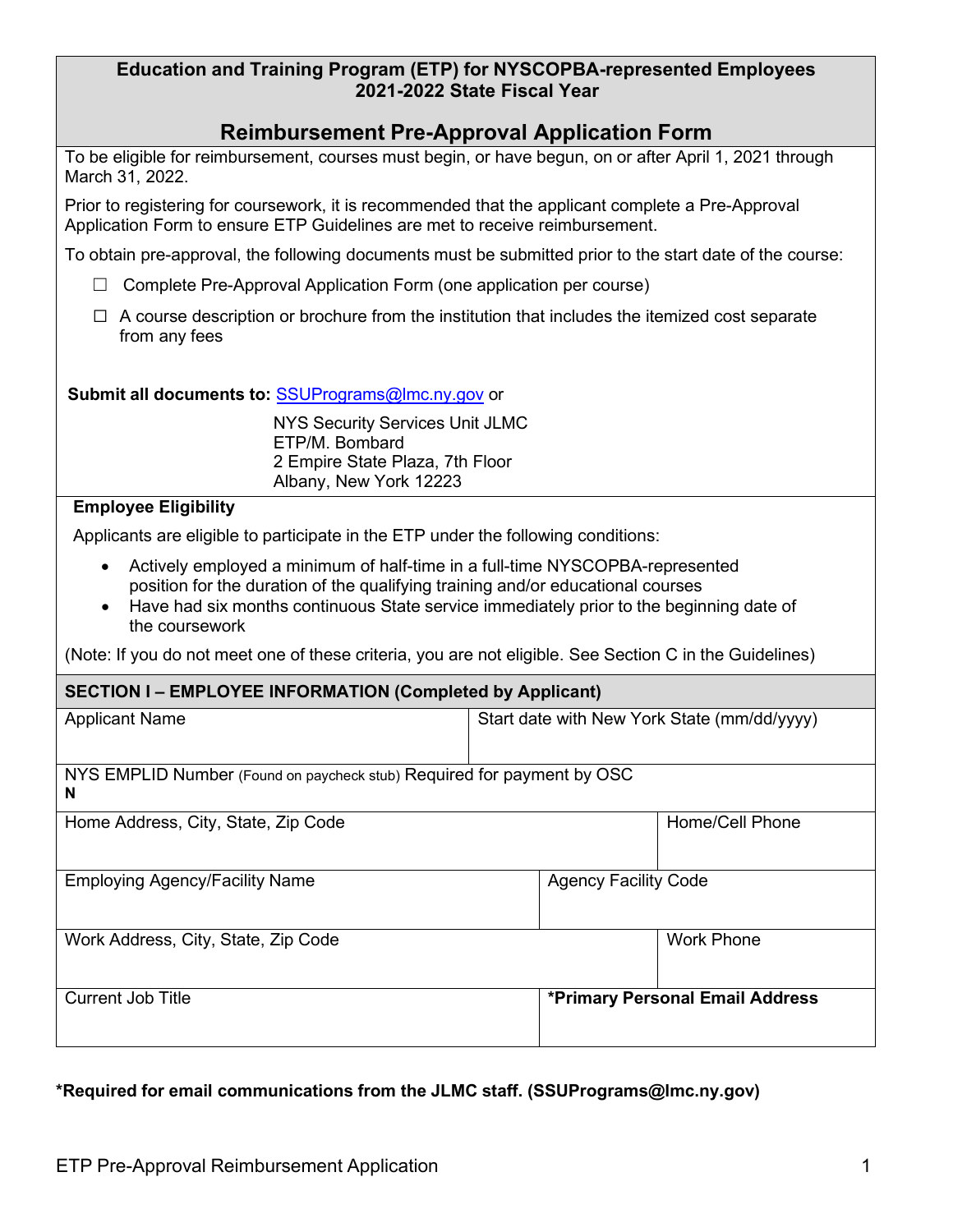# Education and Training Program (ETP) for NYSCOPBA-represented Employees
## 2021-2022 State Fiscal Year

## Reimbursement Pre-Approval Application Form

To be eligible for reimbursement, courses must begin, or have begun, on or after April 1, 2021 through March 31, 2022.

Prior to registering for coursework, it is recommended that the applicant complete a Pre-Approval Application Form to ensure ETP Guidelines are met to receive reimbursement.

To obtain pre-approval, the following documents must be submitted prior to the start date of the course:

- ☐ Complete Pre-Approval Application Form (one application per course)
- ☐ A course description or brochure from the institution that includes the itemized cost separate from any fees

**Submit all documents to:** SSUPrograms@lmc.ny.gov or

NYS Security Services Unit JLMC
ETP/M. Bombard
2 Empire State Plaza, 7th Floor
Albany, New York 12223

**Employee Eligibility**

Applicants are eligible to participate in the ETP under the following conditions:

- Actively employed a minimum of half-time in a full-time NYSCOPBA-represented position for the duration of the qualifying training and/or educational courses
- Have had six months continuous State service immediately prior to the beginning date of the coursework

(Note: If you do not meet one of these criteria, you are not eligible. See Section C in the Guidelines)

**SECTION I – EMPLOYEE INFORMATION (Completed by Applicant)**

| Field | Field |
|---|---|
| Applicant Name | Start date with New York State (mm/dd/yyyy) |
| NYS EMPLID Number (Found on paycheck stub) Required for payment by OSC<br>N | |
| Home Address, City, State, Zip Code | Home/Cell Phone |
| Employing Agency/Facility Name | Agency Facility Code |
| Work Address, City, State, Zip Code | Work Phone |
| Current Job Title | **\*Primary Personal Email Address** |

**\*Required for email communications from the JLMC staff. (SSUPrograms@lmc.ny.gov)**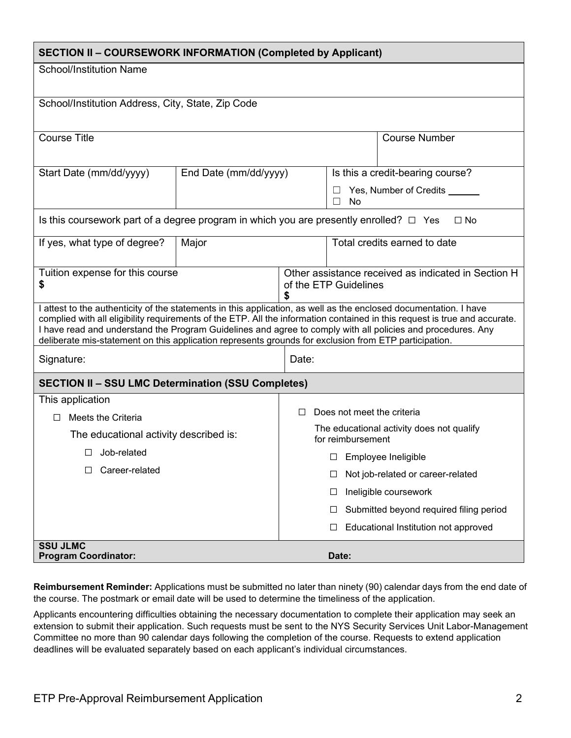## SECTION II – COURSEWORK INFORMATION (Completed by Applicant)

| | | | |
|---|---|---|---|
| School/Institution Name | | | |
| School/Institution Address, City, State, Zip Code | | | |
| Course Title | | | Course Number |
| Start Date (mm/dd/yyyy) | End Date (mm/dd/yyyy) | Is this a credit-bearing course?<br>☐ Yes, Number of Credits ______<br>☐ No | |
| Is this coursework part of a degree program in which you are presently enrolled? ☐ Yes ☐ No | | | |
| If yes, what type of degree? | Major | Total credits earned to date | |
| Tuition expense for this course<br>**$** | | Other assistance received as indicated in Section H of the ETP Guidelines<br>**$** | |

I attest to the authenticity of the statements in this application, as well as the enclosed documentation. I have complied with all eligibility requirements of the ETP. All the information contained in this request is true and accurate. I have read and understand the Program Guidelines and agree to comply with all policies and procedures. Any deliberate mis-statement on this application represents grounds for exclusion from ETP participation.

| | |
|---|---|
| Signature: | Date: |

## SECTION II – SSU LMC Determination (SSU Completes)

| | |
|---|---|
| This application<br>☐ Meets the Criteria<br>The educational activity described is:<br>☐ Job-related<br>☐ Career-related | ☐ Does not meet the criteria<br>The educational activity does not qualify for reimbursement<br>☐ Employee Ineligible<br>☐ Not job-related or career-related<br>☐ Ineligible coursework<br>☐ Submitted beyond required filing period<br>☐ Educational Institution not approved |
| **SSU JLMC**<br>**Program Coordinator:** | **Date:** |

**Reimbursement Reminder:** Applications must be submitted no later than ninety (90) calendar days from the end date of the course. The postmark or email date will be used to determine the timeliness of the application.

Applicants encountering difficulties obtaining the necessary documentation to complete their application may seek an extension to submit their application. Such requests must be sent to the NYS Security Services Unit Labor-Management Committee no more than 90 calendar days following the completion of the course. Requests to extend application deadlines will be evaluated separately based on each applicant's individual circumstances.